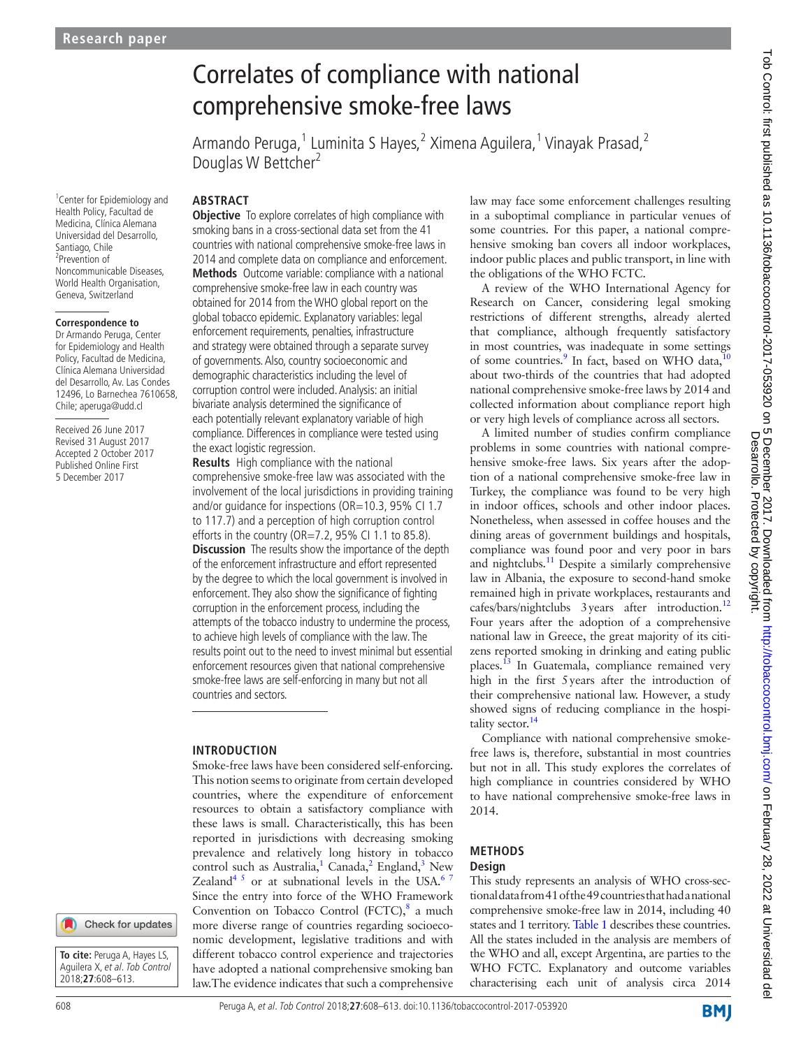# Correlates of compliance with national comprehensive smoke-free laws

Armando Peruga,[1] Luminita S Hayes,[2] Ximena Aguilera,[1] Vinayak Prasad,[2] Douglas W Bettcher[2]

[1]Center for Epidemiology and Health Policy, Facultad de Medicina, Clínica Alemana Universidad del Desarrollo, Santiago, Chile
[2]Prevention of Noncommunicable Diseases, World Health Organisation, Geneva, Switzerland

**Correspondence to**
Dr Armando Peruga, Center for Epidemiology and Health Policy, Facultad de Medicina, Clínica Alemana Universidad del Desarrollo, Av. Las Condes 12496, Lo Barnechea 7610658, Chile; aperuga@udd.cl

Received 26 June 2017
Revised 31 August 2017
Accepted 2 October 2017
Published Online First 5 December 2017

**To cite:** Peruga A, Hayes LS, Aguilera X, *et al. Tob Control* 2018;**27**:608–613.

## ABSTRACT

**Objective** To explore correlates of high compliance with smoking bans in a cross-sectional data set from the 41 countries with national comprehensive smoke-free laws in 2014 and complete data on compliance and enforcement.

**Methods** Outcome variable: compliance with a national comprehensive smoke-free law in each country was obtained for 2014 from the WHO global report on the global tobacco epidemic. Explanatory variables: legal enforcement requirements, penalties, infrastructure and strategy were obtained through a separate survey of governments. Also, country socioeconomic and demographic characteristics including the level of corruption control were included. Analysis: an initial bivariate analysis determined the significance of each potentially relevant explanatory variable of high compliance. Differences in compliance were tested using the exact logistic regression.

**Results** High compliance with the national comprehensive smoke-free law was associated with the involvement of the local jurisdictions in providing training and/or guidance for inspections (OR=10.3, 95% CI 1.7 to 117.7) and a perception of high corruption control efforts in the country (OR=7.2, 95% CI 1.1 to 85.8).

**Discussion** The results show the importance of the depth of the enforcement infrastructure and effort represented by the degree to which the local government is involved in enforcement. They also show the significance of fighting corruption in the enforcement process, including the attempts of the tobacco industry to undermine the process, to achieve high levels of compliance with the law. The results point out to the need to invest minimal but essential enforcement resources given that national comprehensive smoke-free laws are self-enforcing in many but not all countries and sectors.

## INTRODUCTION

Smoke-free laws have been considered self-enforcing. This notion seems to originate from certain developed countries, where the expenditure of enforcement resources to obtain a satisfactory compliance with these laws is small. Characteristically, this has been reported in jurisdictions with decreasing smoking prevalence and relatively long history in tobacco control such as Australia,[1] Canada,[2] England,[3] New Zealand[4 5] or at subnational levels in the USA.[6 7] Since the entry into force of the WHO Framework Convention on Tobacco Control (FCTC),[8] a much more diverse range of countries regarding socioeconomic development, legislative traditions and with different tobacco control experience and trajectories have adopted a national comprehensive smoking ban law. The evidence indicates that such a comprehensive law may face some enforcement challenges resulting in a suboptimal compliance in particular venues of some countries. For this paper, a national comprehensive smoking ban covers all indoor workplaces, indoor public places and public transport, in line with the obligations of the WHO FCTC.

A review of the WHO International Agency for Research on Cancer, considering legal smoking restrictions of different strengths, already alerted that compliance, although frequently satisfactory in most countries, was inadequate in some settings of some countries.[9] In fact, based on WHO data,[10] about two-thirds of the countries that had adopted national comprehensive smoke-free laws by 2014 and collected information about compliance report high or very high levels of compliance across all sectors.

A limited number of studies confirm compliance problems in some countries with national comprehensive smoke-free laws. Six years after the adoption of a national comprehensive smoke-free law in Turkey, the compliance was found to be very high in indoor offices, schools and other indoor places. Nonetheless, when assessed in coffee houses and the dining areas of government buildings and hospitals, compliance was found poor and very poor in bars and nightclubs.[11] Despite a similarly comprehensive law in Albania, the exposure to second-hand smoke remained high in private workplaces, restaurants and cafes/bars/nightclubs 3 years after introduction.[12] Four years after the adoption of a comprehensive national law in Greece, the great majority of its citizens reported smoking in drinking and eating public places.[13] In Guatemala, compliance remained very high in the first 5 years after the introduction of their comprehensive national law. However, a study showed signs of reducing compliance in the hospitality sector.[14]

Compliance with national comprehensive smoke-free laws is, therefore, substantial in most countries but not in all. This study explores the correlates of high compliance in countries considered by WHO to have national comprehensive smoke-free laws in 2014.

## METHODS

### Design

This study represents an analysis of WHO cross-sectional data from 41 of the 49 countries that had a national comprehensive smoke-free law in 2014, including 40 states and 1 territory. Table 1 describes these countries. All the states included in the analysis are members of the WHO and all, except Argentina, are parties to the WHO FCTC. Explanatory and outcome variables characterising each unit of analysis circa 2014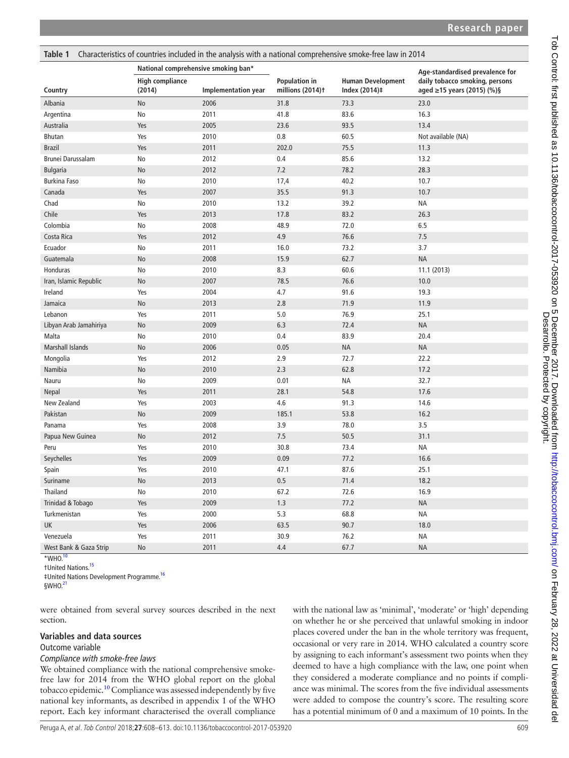**Table 1** Characteristics of countries included in the analysis with a national comprehensive smoke-free law in 2014

| Country | National comprehensive smoking ban* | | Population in millions (2014)† | Human Development Index (2014)‡ | Age-standardised prevalence for daily tobacco smoking, persons aged ≥15 years (2015) (%)§ |
|---|---|---|---|---|---|
| | High compliance (2014) | Implementation year | | | |
| Albania | No | 2006 | 31.8 | 73.3 | 23.0 |
| Argentina | No | 2011 | 41.8 | 83.6 | 16.3 |
| Australia | Yes | 2005 | 23.6 | 93.5 | 13.4 |
| Bhutan | Yes | 2010 | 0.8 | 60.5 | Not available (NA) |
| Brazil | Yes | 2011 | 202.0 | 75.5 | 11.3 |
| Brunei Darussalam | No | 2012 | 0.4 | 85.6 | 13.2 |
| Bulgaria | No | 2012 | 7.2 | 78.2 | 28.3 |
| Burkina Faso | No | 2010 | 17,4 | 40.2 | 10.7 |
| Canada | Yes | 2007 | 35.5 | 91.3 | 10.7 |
| Chad | No | 2010 | 13.2 | 39.2 | NA |
| Chile | Yes | 2013 | 17.8 | 83.2 | 26.3 |
| Colombia | No | 2008 | 48.9 | 72.0 | 6.5 |
| Costa Rica | Yes | 2012 | 4.9 | 76.6 | 7.5 |
| Ecuador | No | 2011 | 16.0 | 73.2 | 3.7 |
| Guatemala | No | 2008 | 15.9 | 62.7 | NA |
| Honduras | No | 2010 | 8.3 | 60.6 | 11.1 (2013) |
| Iran, Islamic Republic | No | 2007 | 78.5 | 76.6 | 10.0 |
| Ireland | Yes | 2004 | 4.7 | 91.6 | 19.3 |
| Jamaica | No | 2013 | 2.8 | 71.9 | 11.9 |
| Lebanon | Yes | 2011 | 5.0 | 76.9 | 25.1 |
| Libyan Arab Jamahiriya | No | 2009 | 6.3 | 72.4 | NA |
| Malta | No | 2010 | 0.4 | 83.9 | 20.4 |
| Marshall Islands | No | 2006 | 0.05 | NA | NA |
| Mongolia | Yes | 2012 | 2.9 | 72.7 | 22.2 |
| Namibia | No | 2010 | 2.3 | 62.8 | 17.2 |
| Nauru | No | 2009 | 0.01 | NA | 32.7 |
| Nepal | Yes | 2011 | 28.1 | 54.8 | 17.6 |
| New Zealand | Yes | 2003 | 4.6 | 91.3 | 14.6 |
| Pakistan | No | 2009 | 185.1 | 53.8 | 16.2 |
| Panama | Yes | 2008 | 3.9 | 78.0 | 3.5 |
| Papua New Guinea | No | 2012 | 7.5 | 50.5 | 31.1 |
| Peru | Yes | 2010 | 30.8 | 73.4 | NA |
| Seychelles | Yes | 2009 | 0.09 | 77.2 | 16.6 |
| Spain | Yes | 2010 | 47.1 | 87.6 | 25.1 |
| Suriname | No | 2013 | 0.5 | 71.4 | 18.2 |
| Thailand | No | 2010 | 67.2 | 72.6 | 16.9 |
| Trinidad & Tobago | Yes | 2009 | 1.3 | 77.2 | NA |
| Turkmenistan | Yes | 2000 | 5.3 | 68.8 | NA |
| UK | Yes | 2006 | 63.5 | 90.7 | 18.0 |
| Venezuela | Yes | 2011 | 30.9 | 76.2 | NA |
| West Bank & Gaza Strip | No | 2011 | 4.4 | 67.7 | NA |

*WHO.[10]
†United Nations.[15]
‡United Nations Development Programme.[16]
§WHO.[21]

were obtained from several survey sources described in the next section.

## Variables and data sources

### Outcome variable

*Compliance with smoke-free laws*

We obtained compliance with the national comprehensive smoke-free law for 2014 from the WHO global report on the global tobacco epidemic.[10] Compliance was assessed independently by five national key informants, as described in appendix 1 of the WHO report. Each key informant characterised the overall compliance with the national law as 'minimal', 'moderate' or 'high' depending on whether he or she perceived that unlawful smoking in indoor places covered under the ban in the whole territory was frequent, occasional or very rare in 2014. WHO calculated a country score by assigning to each informant's assessment two points when they deemed to have a high compliance with the law, one point when they considered a moderate compliance and no points if compliance was minimal. The scores from the five individual assessments were added to compose the country's score. The resulting score has a potential minimum of 0 and a maximum of 10 points. In the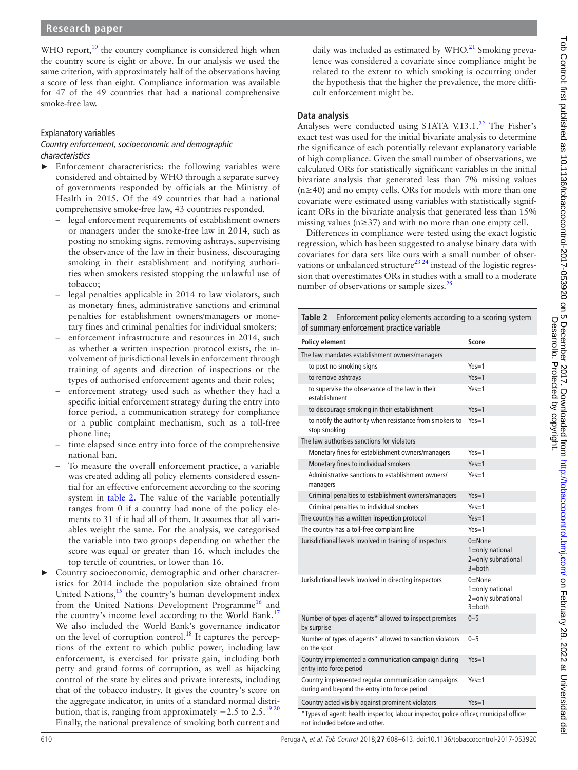WHO report,[10] the country compliance is considered high when the country score is eight or above. In our analysis we used the same criterion, with approximately half of the observations having a score of less than eight. Compliance information was available for 47 of the 49 countries that had a national comprehensive smoke-free law.

### Explanatory variables

#### *Country enforcement, socioeconomic and demographic characteristics*

- Enforcement characteristics: the following variables were considered and obtained by WHO through a separate survey of governments responded by officials at the Ministry of Health in 2015. Of the 49 countries that had a national comprehensive smoke-free law, 43 countries responded.
  - legal enforcement requirements of establishment owners or managers under the smoke-free law in 2014, such as posting no smoking signs, removing ashtrays, supervising the observance of the law in their business, discouraging smoking in their establishment and notifying authorities when smokers resisted stopping the unlawful use of tobacco;
  - legal penalties applicable in 2014 to law violators, such as monetary fines, administrative sanctions and criminal penalties for establishment owners/managers or monetary fines and criminal penalties for individual smokers;
  - enforcement infrastructure and resources in 2014, such as whether a written inspection protocol exists, the involvement of jurisdictional levels in enforcement through training of agents and direction of inspections or the types of authorised enforcement agents and their roles;
  - enforcement strategy used such as whether they had a specific initial enforcement strategy during the entry into force period, a communication strategy for compliance or a public complaint mechanism, such as a toll-free phone line;
  - time elapsed since entry into force of the comprehensive national ban.
  - To measure the overall enforcement practice, a variable was created adding all policy elements considered essential for an effective enforcement according to the scoring system in table 2. The value of the variable potentially ranges from 0 if a country had none of the policy elements to 31 if it had all of them. It assumes that all variables weight the same. For the analysis, we categorised the variable into two groups depending on whether the score was equal or greater than 16, which includes the top tercile of countries, or lower than 16.
- Country socioeconomic, demographic and other characteristics for 2014 include the population size obtained from United Nations,[15] the country's human development index from the United Nations Development Programme[16] and the country's income level according to the World Bank.[17] We also included the World Bank's governance indicator on the level of corruption control.[18] It captures the perceptions of the extent to which public power, including law enforcement, is exercised for private gain, including both petty and grand forms of corruption, as well as hijacking control of the state by elites and private interests, including that of the tobacco industry. It gives the country's score on the aggregate indicator, in units of a standard normal distribution, that is, ranging from approximately −2.5 to 2.5.[19,20] Finally, the national prevalence of smoking both current and daily was included as estimated by WHO.[21] Smoking prevalence was considered a covariate since compliance might be related to the extent to which smoking is occurring under the hypothesis that the higher the prevalence, the more difficult enforcement might be.

### Data analysis

Analyses were conducted using STATA V.13.1.[22] The Fisher's exact test was used for the initial bivariate analysis to determine the significance of each potentially relevant explanatory variable of high compliance. Given the small number of observations, we calculated ORs for statistically significant variables in the initial bivariate analysis that generated less than 7% missing values ($n \geq 40$) and no empty cells. ORs for models with more than one covariate were estimated using variables with statistically significant ORs in the bivariate analysis that generated less than 15% missing values ($n \geq 37$) and with no more than one empty cell.

Differences in compliance were tested using the exact logistic regression, which has been suggested to analyse binary data with covariates for data sets like ours with a small number of observations or unbalanced structure[23,24] instead of the logistic regression that overestimates ORs in studies with a small to a moderate number of observations or sample sizes.[25]

**Table 2** Enforcement policy elements according to a scoring system of summary enforcement practice variable

| Policy element | Score |
|---|---|
| The law mandates establishment owners/managers | |
| to post no smoking signs | Yes=1 |
| to remove ashtrays | Yes=1 |
| to supervise the observance of the law in their establishment | Yes=1 |
| to discourage smoking in their establishment | Yes=1 |
| to notify the authority when resistance from smokers to stop smoking | Yes=1 |
| The law authorises sanctions for violators | |
| Monetary fines for establishment owners/managers | Yes=1 |
| Monetary fines to individual smokers | Yes=1 |
| Administrative sanctions to establishment owners/managers | Yes=1 |
| Criminal penalties to establishment owners/managers | Yes=1 |
| Criminal penalties to individual smokers | Yes=1 |
| The country has a written inspection protocol | Yes=1 |
| The country has a toll-free complaint line | Yes=1 |
| Jurisdictional levels involved in training of inspectors | 0=None<br>1=only national<br>2=only subnational<br>3=both |
| Jurisdictional levels involved in directing inspectors | 0=None<br>1=only national<br>2=only subnational<br>3=both |
| Number of types of agents* allowed to inspect premises by surprise | 0–5 |
| Number of types of agents* allowed to sanction violators on the spot | 0–5 |
| Country implemented a communication campaign during entry into force period | Yes=1 |
| Country implemented regular communication campaigns during and beyond the entry into force period | Yes=1 |
| Country acted visibly against prominent violators | Yes=1 |

*Types of agent: health inspector, labour inspector, police officer, municipal officer not included before and other.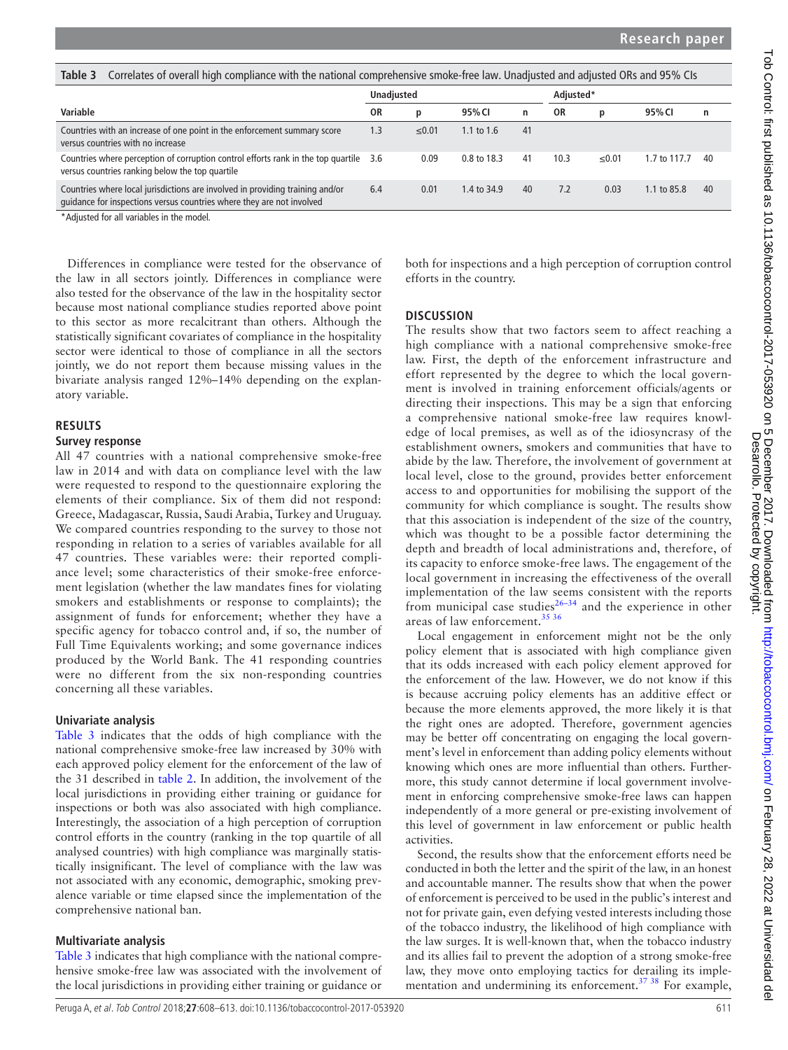**Table 3** Correlates of overall high compliance with the national comprehensive smoke-free law. Unadjusted and adjusted ORs and 95% CIs

| | Unadjusted | | | | Adjusted* | | | |
|---|---|---|---|---|---|---|---|---|
| **Variable** | **OR** | **p** | **95% CI** | **n** | **OR** | **p** | **95% CI** | **n** |
| Countries with an increase of one point in the enforcement summary score versus countries with no increase | 1.3 | ≤0.01 | 1.1 to 1.6 | 41 | | | | |
| Countries where perception of corruption control efforts rank in the top quartile versus countries ranking below the top quartile | 3.6 | 0.09 | 0.8 to 18.3 | 41 | 10.3 | ≤0.01 | 1.7 to 117.7 | 40 |
| Countries where local jurisdictions are involved in providing training and/or guidance for inspections versus countries where they are not involved | 6.4 | 0.01 | 1.4 to 34.9 | 40 | 7.2 | 0.03 | 1.1 to 85.8 | 40 |

*Adjusted for all variables in the model.

Differences in compliance were tested for the observance of the law in all sectors jointly. Differences in compliance were also tested for the observance of the law in the hospitality sector because most national compliance studies reported above point to this sector as more recalcitrant than others. Although the statistically significant covariates of compliance in the hospitality sector were identical to those of compliance in all the sectors jointly, we do not report them because missing values in the bivariate analysis ranged 12%–14% depending on the explanatory variable.

## RESULTS

### Survey response

All 47 countries with a national comprehensive smoke-free law in 2014 and with data on compliance level with the law were requested to respond to the questionnaire exploring the elements of their compliance. Six of them did not respond: Greece, Madagascar, Russia, Saudi Arabia, Turkey and Uruguay. We compared countries responding to the survey to those not responding in relation to a series of variables available for all 47 countries. These variables were: their reported compliance level; some characteristics of their smoke-free enforcement legislation (whether the law mandates fines for violating smokers and establishments or response to complaints); the assignment of funds for enforcement; whether they have a specific agency for tobacco control and, if so, the number of Full Time Equivalents working; and some governance indices produced by the World Bank. The 41 responding countries were no different from the six non-responding countries concerning all these variables.

### Univariate analysis

Table 3 indicates that the odds of high compliance with the national comprehensive smoke-free law increased by 30% with each approved policy element for the enforcement of the law of the 31 described in table 2. In addition, the involvement of the local jurisdictions in providing either training or guidance for inspections or both was also associated with high compliance. Interestingly, the association of a high perception of corruption control efforts in the country (ranking in the top quartile of all analysed countries) with high compliance was marginally statistically insignificant. The level of compliance with the law was not associated with any economic, demographic, smoking prevalence variable or time elapsed since the implementation of the comprehensive national ban.

### Multivariate analysis

Table 3 indicates that high compliance with the national comprehensive smoke-free law was associated with the involvement of the local jurisdictions in providing either training or guidance or both for inspections and a high perception of corruption control efforts in the country.

## DISCUSSION

The results show that two factors seem to affect reaching a high compliance with a national comprehensive smoke-free law. First, the depth of the enforcement infrastructure and effort represented by the degree to which the local government is involved in training enforcement officials/agents or directing their inspections. This may be a sign that enforcing a comprehensive smoke-free law requires knowledge of local premises, as well as of the idiosyncrasy of the establishment owners, smokers and communities that have to abide by the law. Therefore, the involvement of government at local level, close to the ground, provides better enforcement access to and opportunities for mobilising the support of the community for which compliance is sought. The results show that this association is independent of the size of the country, which was thought to be a possible factor determining the depth and breadth of local administrations and, therefore, of its capacity to enforce smoke-free laws. The engagement of the local government in increasing the effectiveness of the overall implementation of the law seems consistent with the reports from municipal case studies[26–34] and the experience in other areas of law enforcement.[35 36]

Local engagement in enforcement might not be the only policy element that is associated with high compliance given that its odds increased with each policy element approved for the enforcement of the law. However, we do not know if this is because accruing policy elements has an additive effect or because the more elements approved, the more likely it is that the right ones are adopted. Therefore, government agencies may be better off concentrating on engaging the local government's level in enforcement than adding policy elements without knowing which ones are more influential than others. Furthermore, this study cannot determine if local government involvement in enforcing comprehensive smoke-free laws can happen independently of a more general or pre-existing involvement of this level of government in law enforcement or public health activities.

Second, the results show that the enforcement efforts need be conducted in both the letter and the spirit of the law, in an honest and accountable manner. The results show that when the power of enforcement is perceived to be used in the public's interest and not for private gain, even defying vested interests including those of the tobacco industry, the likelihood of high compliance with the law surges. It is well-known that, when the tobacco industry and its allies fail to prevent the adoption of a strong smoke-free law, they move onto employing tactics for derailing its implementation and undermining its enforcement.[37 38] For example,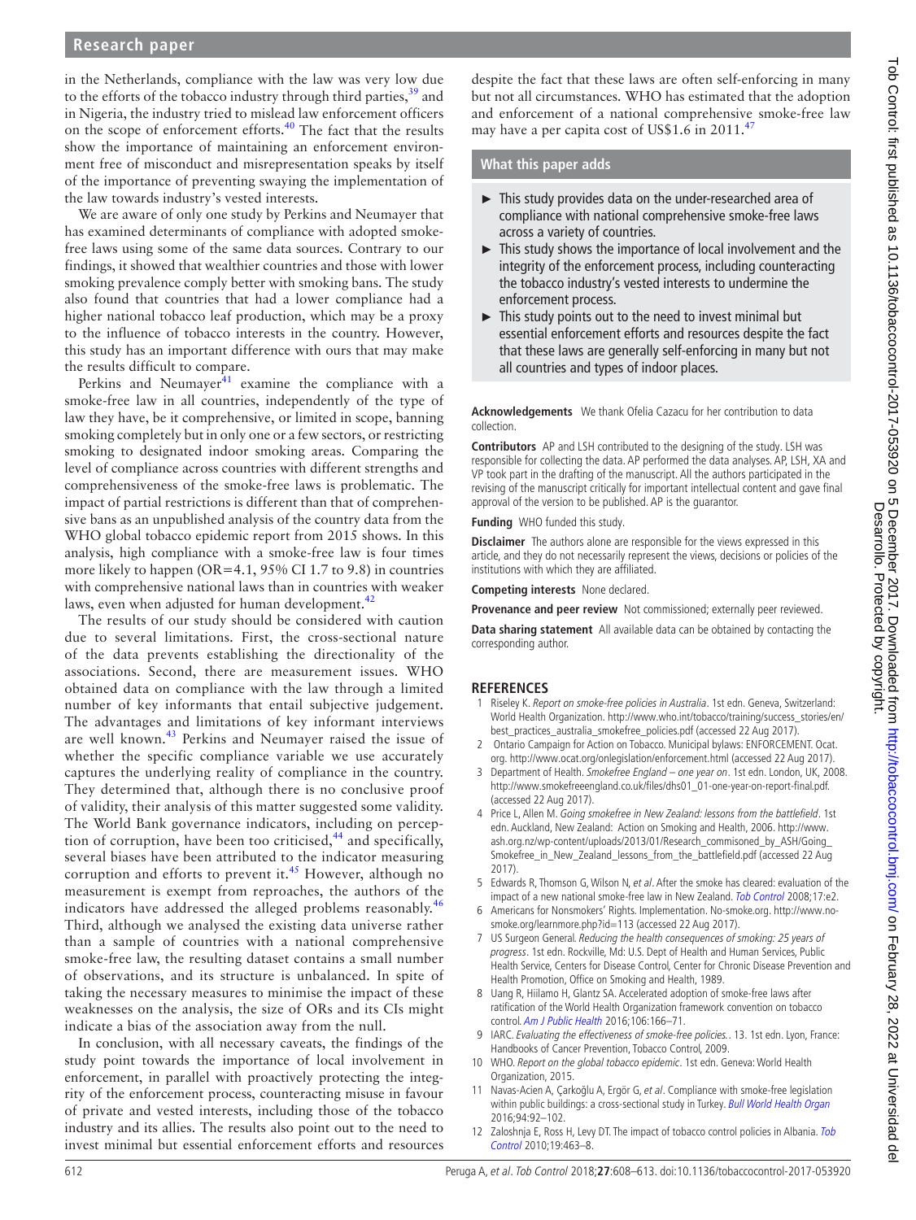in the Netherlands, compliance with the law was very low due to the efforts of the tobacco industry through third parties,[39] and in Nigeria, the industry tried to mislead law enforcement officers on the scope of enforcement efforts.[40] The fact that the results show the importance of maintaining an enforcement environment free of misconduct and misrepresentation speaks by itself of the importance of preventing swaying the implementation of the law towards industry's vested interests.

We are aware of only one study by Perkins and Neumayer that has examined determinants of compliance with adopted smoke-free laws using some of the same data sources. Contrary to our findings, it showed that wealthier countries and those with lower smoking prevalence comply better with smoking bans. The study also found that countries that had a lower compliance had a higher national tobacco leaf production, which may be a proxy to the influence of tobacco interests in the country. However, this study has an important difference with ours that may make the results difficult to compare.

Perkins and Neumayer[41] examine the compliance with a smoke-free law in all countries, independently of the type of law they have, be it comprehensive, or limited in scope, banning smoking completely but in only one or a few sectors, or restricting smoking to designated indoor smoking areas. Comparing the level of compliance across countries with different strengths and comprehensiveness of the smoke-free laws is problematic. The impact of partial restrictions is different than that of comprehensive bans as an unpublished analysis of the country data from the WHO global tobacco epidemic report from 2015 shows. In this analysis, high compliance with a smoke-free law is four times more likely to happen (OR=4.1, 95% CI 1.7 to 9.8) in countries with comprehensive national laws than in countries with weaker laws, even when adjusted for human development.[42]

The results of our study should be considered with caution due to several limitations. First, the cross-sectional nature of the data prevents establishing the directionality of the associations. Second, there are measurement issues. WHO obtained data on compliance with the law through a limited number of key informants that entail subjective judgement. The advantages and limitations of key informant interviews are well known.[43] Perkins and Neumayer raised the issue of whether the specific compliance variable we use accurately captures the underlying reality of compliance in the country. They determined that, although there is no conclusive proof of validity, their analysis of this matter suggested some validity. The World Bank governance indicators, including on perception of corruption, have been too criticised,[44] and specifically, several biases have been attributed to the indicator measuring corruption and efforts to prevent it.[45] However, although no measurement is exempt from reproaches, the authors of the indicators have addressed the alleged problems reasonably.[46] Third, although we analysed the existing data universe rather than a sample of countries with a national comprehensive smoke-free law, the resulting dataset contains a small number of observations, and its structure is unbalanced. In spite of taking the necessary measures to minimise the impact of these weaknesses on the analysis, the size of ORs and its CIs might indicate a bias of the association away from the null.

In conclusion, with all necessary caveats, the findings of the study point towards the importance of local involvement in enforcement, in parallel with proactively protecting the integrity of the enforcement process, counteracting misuse in favour of private and vested interests, including those of the tobacco industry and its allies. The results also point out to the need to invest minimal but essential enforcement efforts and resources despite the fact that these laws are often self-enforcing in many but not all circumstances. WHO has estimated that the adoption and enforcement of a national comprehensive smoke-free law may have a per capita cost of US$1.6 in 2011.[47]

## What this paper adds

- This study provides data on the under-researched area of compliance with national comprehensive smoke-free laws across a variety of countries.
- This study shows the importance of local involvement and the integrity of the enforcement process, including counteracting the tobacco industry's vested interests to undermine the enforcement process.
- This study points out to the need to invest minimal but essential enforcement efforts and resources despite the fact that these laws are generally self-enforcing in many but not all countries and types of indoor places.

**Acknowledgements** We thank Ofelia Cazacu for her contribution to data collection.

**Contributors** AP and LSH contributed to the designing of the study. LSH was responsible for collecting the data. AP performed the data analyses. AP, LSH, XA and VP took part in the drafting of the manuscript. All the authors participated in the revising of the manuscript critically for important intellectual content and gave final approval of the version to be published. AP is the guarantor.

**Funding** WHO funded this study.

**Disclaimer** The authors alone are responsible for the views expressed in this article, and they do not necessarily represent the views, decisions or policies of the institutions with which they are affiliated.

**Competing interests** None declared.

**Provenance and peer review** Not commissioned; externally peer reviewed.

**Data sharing statement** All available data can be obtained by contacting the corresponding author.

## REFERENCES

1. Riseley K. *Report on smoke-free policies in Australia*. 1st edn. Geneva, Switzerland: World Health Organization. http://www.who.int/tobacco/training/success_stories/en/best_practices_australia_smokefree_policies.pdf (accessed 22 Aug 2017).
2. Ontario Campaign for Action on Tobacco. Municipal bylaws: ENFORCEMENT. Ocat.org. http://www.ocat.org/onlegislation/enforcement.html (accessed 22 Aug 2017).
3. Department of Health. *Smokefree England – one year on*. 1st edn. London, UK, 2008. http://www.smokefreeengland.co.uk/files/dhs01_01-one-year-on-report-final.pdf. (accessed 22 Aug 2017).
4. Price L, Allen M. *Going smokefree in New Zealand: lessons from the battlefield*. 1st edn. Auckland, New Zealand: Action on Smoking and Health, 2006. http://www.ash.org.nz/wp-content/uploads/2013/01/Research_commisoned_by_ASH/Going_Smokefree_in_New_Zealand_lessons_from_the_battlefield.pdf (accessed 22 Aug 2017).
5. Edwards R, Thomson G, Wilson N, *et al*. After the smoke has cleared: evaluation of the impact of a new national smoke-free law in New Zealand. *Tob Control* 2008;17:e2.
6. Americans for Nonsmokers' Rights. Implementation. No-smoke.org. http://www.no-smoke.org/learnmore.php?id=113 (accessed 22 Aug 2017).
7. US Surgeon General. *Reducing the health consequences of smoking: 25 years of progress*. 1st edn. Rockville, Md: U.S. Dept of Health and Human Services, Public Health Service, Centers for Disease Control, Center for Chronic Disease Prevention and Health Promotion, Office on Smoking and Health, 1989.
8. Uang R, Hiilamo H, Glantz SA. Accelerated adoption of smoke-free laws after ratification of the World Health Organization framework convention on tobacco control. *Am J Public Health* 2016;106:166–71.
9. IARC. *Evaluating the effectiveness of smoke-free policies.*. 13. 1st edn. Lyon, France: Handbooks of Cancer Prevention, Tobacco Control, 2009.
10. WHO. *Report on the global tobacco epidemic*. 1st edn. Geneva: World Health Organization, 2015.
11. Navas-Acien A, Çarkoğlu A, Ergör G, *et al*. Compliance with smoke-free legislation within public buildings: a cross-sectional study in Turkey. *Bull World Health Organ* 2016;94:92–102.
12. Zaloshnja E, Ross H, Levy DT. The impact of tobacco control policies in Albania. *Tob Control* 2010;19:463–8.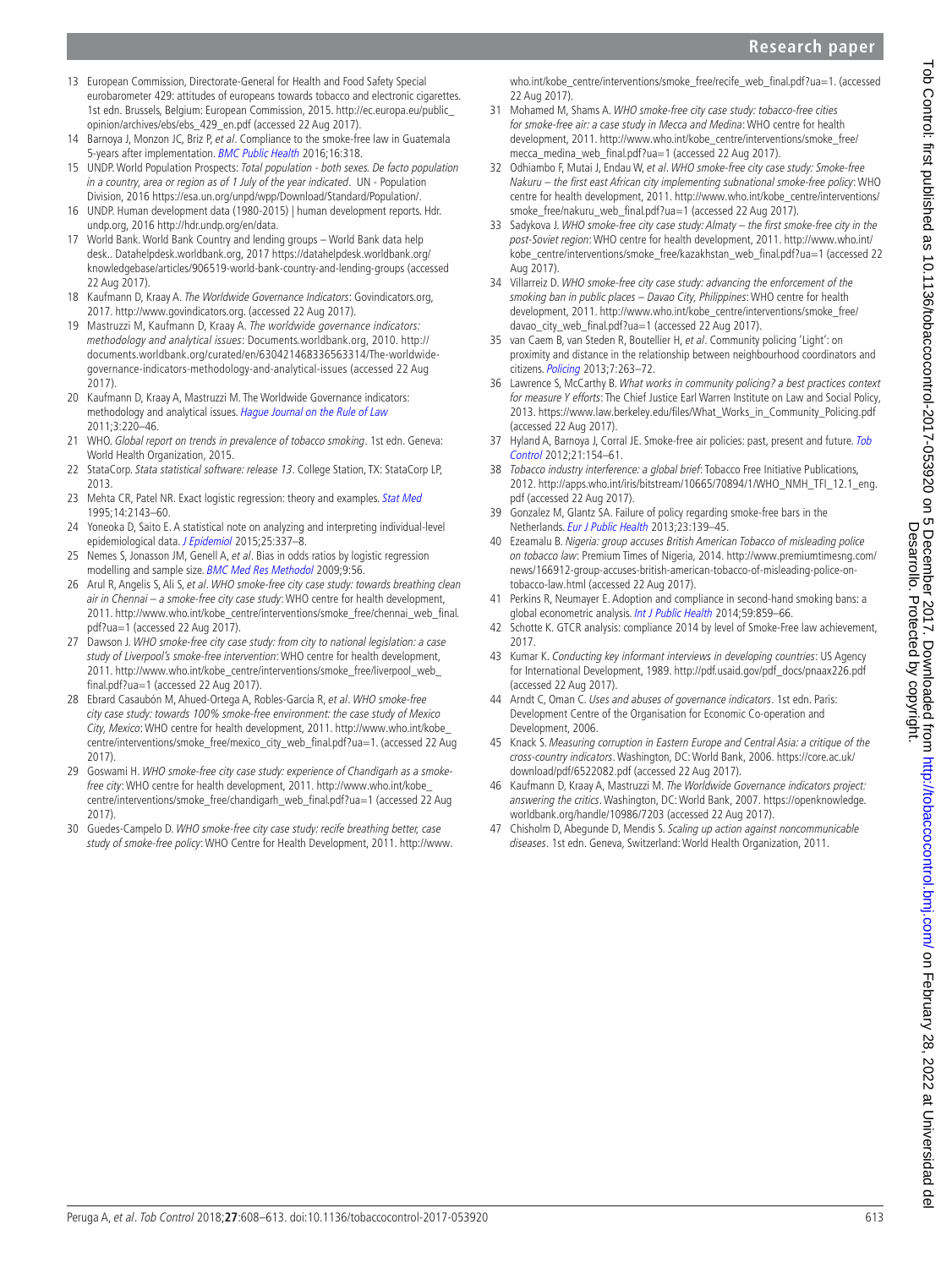13 European Commission, Directorate-General for Health and Food Safety Special eurobarometer 429: attitudes of europeans towards tobacco and electronic cigarettes. 1st edn. Brussels, Belgium: European Commission, 2015. http://ec.europa.eu/public_opinion/archives/ebs/ebs_429_en.pdf (accessed 22 Aug 2017).

14 Barnoya J, Monzon JC, Briz P, *et al*. Compliance to the smoke-free law in Guatemala 5-years after implementation. *BMC Public Health* 2016;16:318.

15 UNDP. World Population Prospects: *Total population - both sexes. De facto population in a country, area or region as of 1 July of the year indicated*. UN - Population Division, 2016 https://esa.un.org/unpd/wpp/Download/Standard/Population/.

16 UNDP. Human development data (1980-2015) | human development reports. Hdr.undp.org, 2016 http://hdr.undp.org/en/data.

17 World Bank. World Bank Country and lending groups – World Bank data help desk.. Datahelpdesk.worldbank.org, 2017 https://datahelpdesk.worldbank.org/knowledgebase/articles/906519-world-bank-country-and-lending-groups (accessed 22 Aug 2017).

18 Kaufmann D, Kraay A. *The Worldwide Governance Indicators*: Govindicators.org, 2017. http://www.govindicators.org. (accessed 22 Aug 2017).

19 Mastruzzi M, Kaufmann D, Kraay A. *The worldwide governance indicators: methodology and analytical issues*: Documents.worldbank.org, 2010. http://documents.worldbank.org/curated/en/630421468336563314/The-worldwide-governance-indicators-methodology-and-analytical-issues (accessed 22 Aug 2017).

20 Kaufmann D, Kraay A, Mastruzzi M. The Worldwide Governance indicators: methodology and analytical issues. *Hague Journal on the Rule of Law* 2011;3:220–46.

21 WHO. *Global report on trends in prevalence of tobacco smoking*. 1st edn. Geneva: World Health Organization, 2015.

22 StataCorp. *Stata statistical software: release 13*. College Station, TX: StataCorp LP, 2013.

23 Mehta CR, Patel NR. Exact logistic regression: theory and examples. *Stat Med* 1995;14:2143–60.

24 Yoneoka D, Saito E. A statistical note on analyzing and interpreting individual-level epidemiological data. *J Epidemiol* 2015;25:337–8.

25 Nemes S, Jonasson JM, Genell A, *et al*. Bias in odds ratios by logistic regression modelling and sample size. *BMC Med Res Methodol* 2009;9:56.

26 Arul R, Angelis S, Ali S, *et al*. *WHO smoke-free city case study: towards breathing clean air in Chennai – a smoke-free city case study*: WHO centre for health development, 2011. http://www.who.int/kobe_centre/interventions/smoke_free/chennai_web_final.pdf?ua=1 (accessed 22 Aug 2017).

27 Dawson J. *WHO smoke-free city case study: from city to national legislation: a case study of Liverpool's smoke-free intervention*: WHO centre for health development, 2011. http://www.who.int/kobe_centre/interventions/smoke_free/liverpool_web_final.pdf?ua=1 (accessed 22 Aug 2017).

28 Ebrard Casaubón M, Ahued-Ortega A, Robles-García R, *et al*. *WHO smoke-free city case study: towards 100% smoke-free environment: the case study of Mexico City, Mexico*: WHO centre for health development, 2011. http://www.who.int/kobe_centre/interventions/smoke_free/mexico_city_web_final.pdf?ua=1. (accessed 22 Aug 2017).

29 Goswami H. *WHO smoke-free city case study: experience of Chandigarh as a smoke-free city*: WHO centre for health development, 2011. http://www.who.int/kobe_centre/interventions/smoke_free/chandigarh_web_final.pdf?ua=1 (accessed 22 Aug 2017).

30 Guedes-Campelo D. *WHO smoke-free city case study: recife breathing better, case study of smoke-free policy*: WHO Centre for Health Development, 2011. http://www.who.int/kobe_centre/interventions/smoke_free/recife_web_final.pdf?ua=1. (accessed 22 Aug 2017).

31 Mohamed M, Shams A. *WHO smoke-free city case study: tobacco-free cities for smoke-free air: a case study in Mecca and Medina*: WHO centre for health development, 2011. http://www.who.int/kobe_centre/interventions/smoke_free/mecca_medina_web_final.pdf?ua=1 (accessed 22 Aug 2017).

32 Odhiambo F, Mutai J, Endau W, *et al*. *WHO smoke-free city case study: Smoke-free Nakuru – the first east African city implementing subnational smoke-free policy*: WHO centre for health development, 2011. http://www.who.int/kobe_centre/interventions/smoke_free/nakuru_web_final.pdf?ua=1 (accessed 22 Aug 2017).

33 Sadykova J. *WHO smoke-free city case study: Almaty – the first smoke-free city in the post-Soviet region*: WHO centre for health development, 2011. http://www.who.int/kobe_centre/interventions/smoke_free/kazakhstan_web_final.pdf?ua=1 (accessed 22 Aug 2017).

34 Villarreiz D. *WHO smoke-free city case study: advancing the enforcement of the smoking ban in public places – Davao City, Philippines*: WHO centre for health development, 2011. http://www.who.int/kobe_centre/interventions/smoke_free/davao_city_web_final.pdf?ua=1 (accessed 22 Aug 2017).

35 van Caem B, van Steden R, Boutellier H, *et al*. Community policing 'Light': on proximity and distance in the relationship between neighbourhood coordinators and citizens. *Policing* 2013;7:263–72.

36 Lawrence S, McCarthy B. *What works in community policing? a best practices context for measure Y efforts*: The Chief Justice Earl Warren Institute on Law and Social Policy, 2013. https://www.law.berkeley.edu/files/What_Works_in_Community_Policing.pdf (accessed 22 Aug 2017).

37 Hyland A, Barnoya J, Corral JE. Smoke-free air policies: past, present and future. *Tob Control* 2012;21:154–61.

38 *Tobacco industry interference: a global brief*: Tobacco Free Initiative Publications, 2012. http://apps.who.int/iris/bitstream/10665/70894/1/WHO_NMH_TFI_12.1_eng.pdf (accessed 22 Aug 2017).

39 Gonzalez M, Glantz SA. Failure of policy regarding smoke-free bars in the Netherlands. *Eur J Public Health* 2013;23:139–45.

40 Ezeamalu B. *Nigeria: group accuses British American Tobacco of misleading police on tobacco law*: Premium Times of Nigeria, 2014. http://www.premiumtimesng.com/news/166912-group-accuses-british-american-tobacco-of-misleading-police-on-tobacco-law.html (accessed 22 Aug 2017).

41 Perkins R, Neumayer E. Adoption and compliance in second-hand smoking bans: a global econometric analysis. *Int J Public Health* 2014;59:859–66.

42 Schotte K. GTCR analysis: compliance 2014 by level of Smoke-Free law achievement, 2017.

43 Kumar K. *Conducting key informant interviews in developing countries*: US Agency for International Development, 1989. http://pdf.usaid.gov/pdf_docs/pnaax226.pdf (accessed 22 Aug 2017).

44 Arndt C, Oman C. *Uses and abuses of governance indicators*. 1st edn. Paris: Development Centre of the Organisation for Economic Co-operation and Development, 2006.

45 Knack S. *Measuring corruption in Eastern Europe and Central Asia: a critique of the cross-country indicators*. Washington, DC: World Bank, 2006. https://core.ac.uk/download/pdf/6522082.pdf (accessed 22 Aug 2017).

46 Kaufmann D, Kraay A, Mastruzzi M. *The Worldwide Governance indicators project: answering the critics*. Washington, DC: World Bank, 2007. https://openknowledge.worldbank.org/handle/10986/7203 (accessed 22 Aug 2017).

47 Chisholm D, Abegunde D, Mendis S. *Scaling up action against noncommunicable diseases*. 1st edn. Geneva, Switzerland: World Health Organization, 2011.